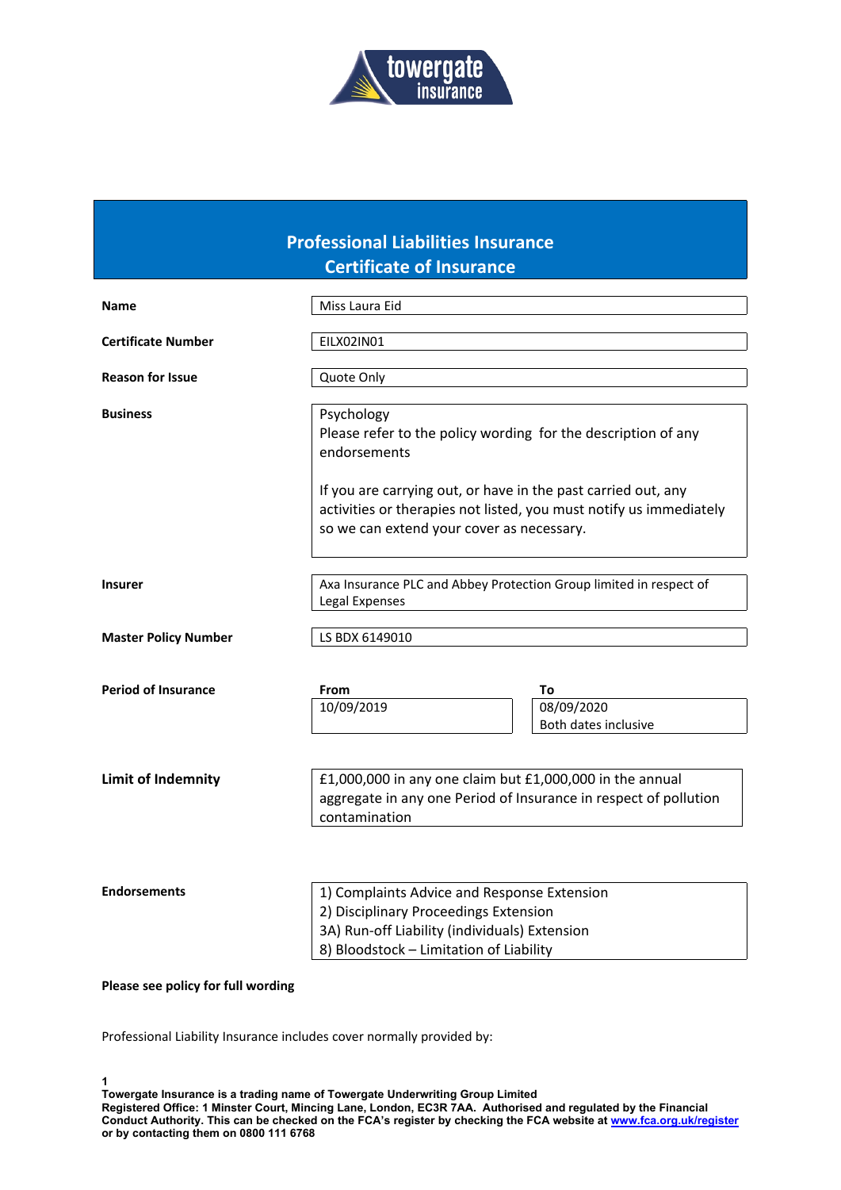# Professional Liabilities Insurance
## Certificate of Insurance

| | |
|---|---|
| **Name** | Miss Laura Eid |
| **Certificate Number** | EILX02IN01 |
| **Reason for Issue** | Quote Only |
| **Business** | Psychology<br>Please refer to the policy wording for the description of any endorsements<br><br>If you are carrying out, or have in the past carried out, any activities or therapies not listed, you must notify us immediately so we can extend your cover as necessary. |
| **Insurer** | Axa Insurance PLC and Abbey Protection Group limited in respect of Legal Expenses |
| **Master Policy Number** | LS BDX 6149010 |
| **Period of Insurance** | **From** 10/09/2019 **To** 08/09/2020 Both dates inclusive |
| **Limit of Indemnity** | £1,000,000 in any one claim but £1,000,000 in the annual aggregate in any one Period of Insurance in respect of pollution contamination |
| **Endorsements** | 1) Complaints Advice and Response Extension<br>2) Disciplinary Proceedings Extension<br>3A) Run-off Liability (individuals) Extension<br>8) Bloodstock – Limitation of Liability |

**Please see policy for full wording**

Professional Liability Insurance includes cover normally provided by:

**Towergate Insurance is a trading name of Towergate Underwriting Group Limited**
**Registered Office: 1 Minster Court, Mincing Lane, London, EC3R 7AA. Authorised and regulated by the Financial Conduct Authority. This can be checked on the FCA's register by checking the FCA website at www.fca.org.uk/register or by contacting them on 0800 111 6768**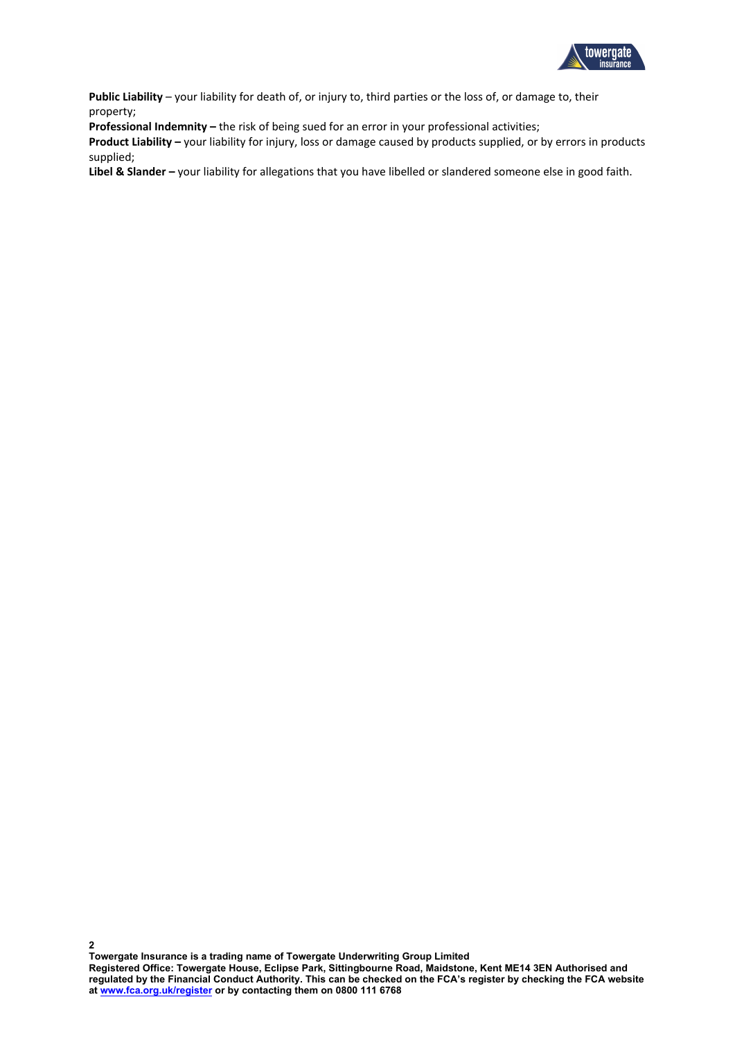**Public Liability** – your liability for death of, or injury to, third parties or the loss of, or damage to, their property;
**Professional Indemnity –** the risk of being sued for an error in your professional activities;
**Product Liability –** your liability for injury, loss or damage caused by products supplied, or by errors in products supplied;
**Libel & Slander –** your liability for allegations that you have libelled or slandered someone else in good faith.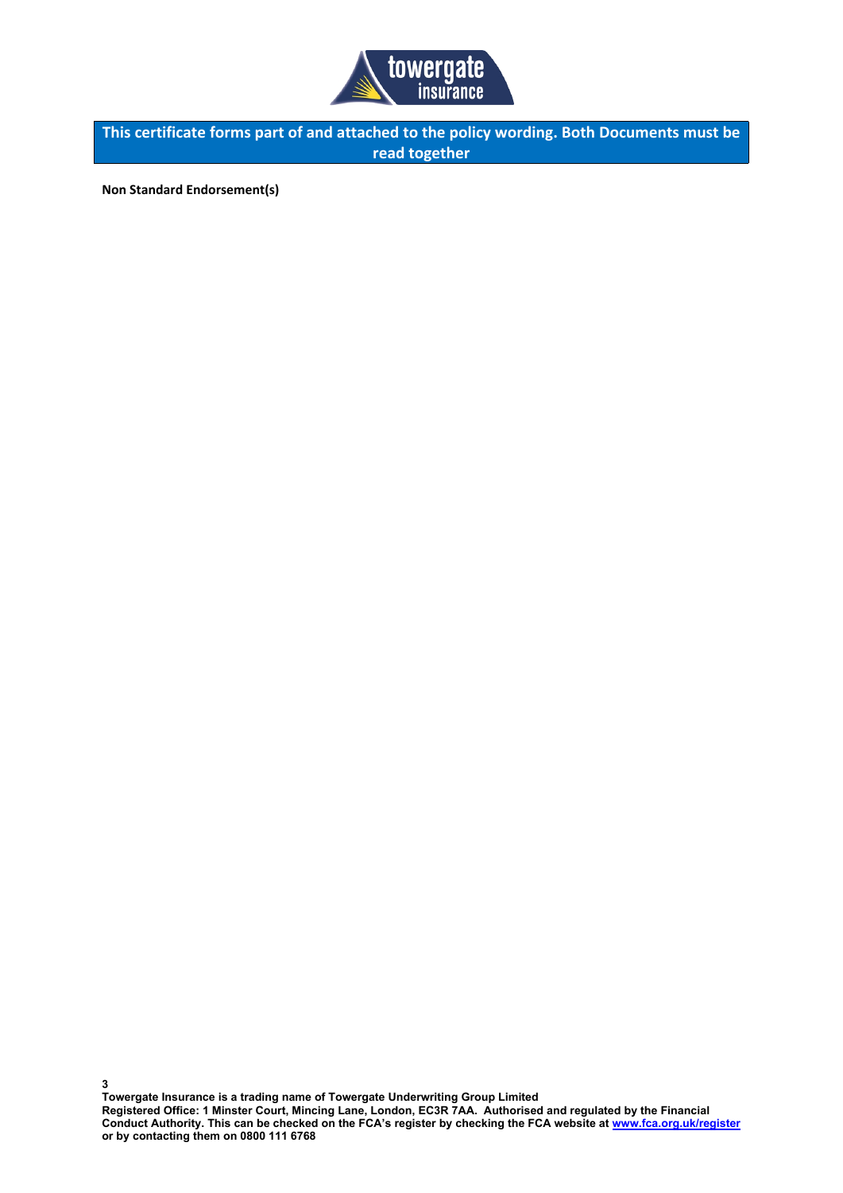**This certificate forms part of and attached to the policy wording. Both Documents must be read together**

**Non Standard Endorsement(s)**

**Towergate Insurance is a trading name of Towergate Underwriting Group Limited**
**Registered Office: 1 Minster Court, Mincing Lane, London, EC3R 7AA. Authorised and regulated by the Financial Conduct Authority. This can be checked on the FCA's register by checking the FCA website at www.fca.org.uk/register or by contacting them on 0800 111 6768**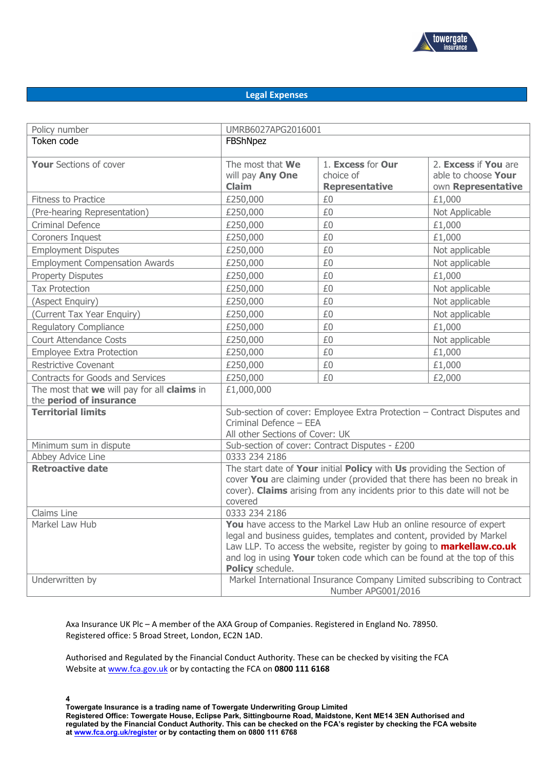## Legal Expenses

| Policy number | UMRB6027APG2016001 | | |
|---|---|---|---|
| Token code | FBShNpez | | |
| **Your** Sections of cover | The most that **We** will pay **Any One Claim** | 1. **Excess** for **Our** choice of **Representative** | 2. **Excess** if **You** are able to choose **Your** own **Representative** |
| Fitness to Practice | £250,000 | £0 | £1,000 |
| (Pre-hearing Representation) | £250,000 | £0 | Not Applicable |
| Criminal Defence | £250,000 | £0 | £1,000 |
| Coroners Inquest | £250,000 | £0 | £1,000 |
| Employment Disputes | £250,000 | £0 | Not applicable |
| Employment Compensation Awards | £250,000 | £0 | Not applicable |
| Property Disputes | £250,000 | £0 | £1,000 |
| Tax Protection | £250,000 | £0 | Not applicable |
| (Aspect Enquiry) | £250,000 | £0 | Not applicable |
| (Current Tax Year Enquiry) | £250,000 | £0 | Not applicable |
| Regulatory Compliance | £250,000 | £0 | £1,000 |
| Court Attendance Costs | £250,000 | £0 | Not applicable |
| Employee Extra Protection | £250,000 | £0 | £1,000 |
| Restrictive Covenant | £250,000 | £0 | £1,000 |
| Contracts for Goods and Services | £250,000 | £0 | £2,000 |
| The most that **we** will pay for all **claims** in the **period of insurance** | £1,000,000 | | |
| **Territorial limits** | Sub-section of cover: Employee Extra Protection – Contract Disputes and Criminal Defence – EEA<br>All other Sections of Cover: UK | | |
| Minimum sum in dispute | Sub-section of cover: Contract Disputes - £200 | | |
| Abbey Advice Line | 0333 234 2186 | | |
| **Retroactive date** | The start date of **Your** initial **Policy** with **Us** providing the Section of cover **You** are claiming under (provided that there has been no break in cover). **Claims** arising from any incidents prior to this date will not be covered | | |
| Claims Line | 0333 234 2186 | | |
| Markel Law Hub | **You** have access to the Markel Law Hub an online resource of expert legal and business guides, templates and content, provided by Markel Law LLP. To access the website, register by going to **markellaw.co.uk** and log in using **Your** token code which can be found at the top of this **Policy** schedule. | | |
| Underwritten by | Markel International Insurance Company Limited subscribing to Contract Number APG001/2016 | | |

Axa Insurance UK Plc – A member of the AXA Group of Companies. Registered in England No. 78950. Registered office: 5 Broad Street, London, EC2N 1AD.

Authorised and Regulated by the Financial Conduct Authority. These can be checked by visiting the FCA Website at www.fca.gov.uk or by contacting the FCA on **0800 111 6168**

**Towergate Insurance is a trading name of Towergate Underwriting Group Limited**
**Registered Office: Towergate House, Eclipse Park, Sittingbourne Road, Maidstone, Kent ME14 3EN Authorised and regulated by the Financial Conduct Authority. This can be checked on the FCA's register by checking the FCA website at www.fca.org.uk/register or by contacting them on 0800 111 6768**